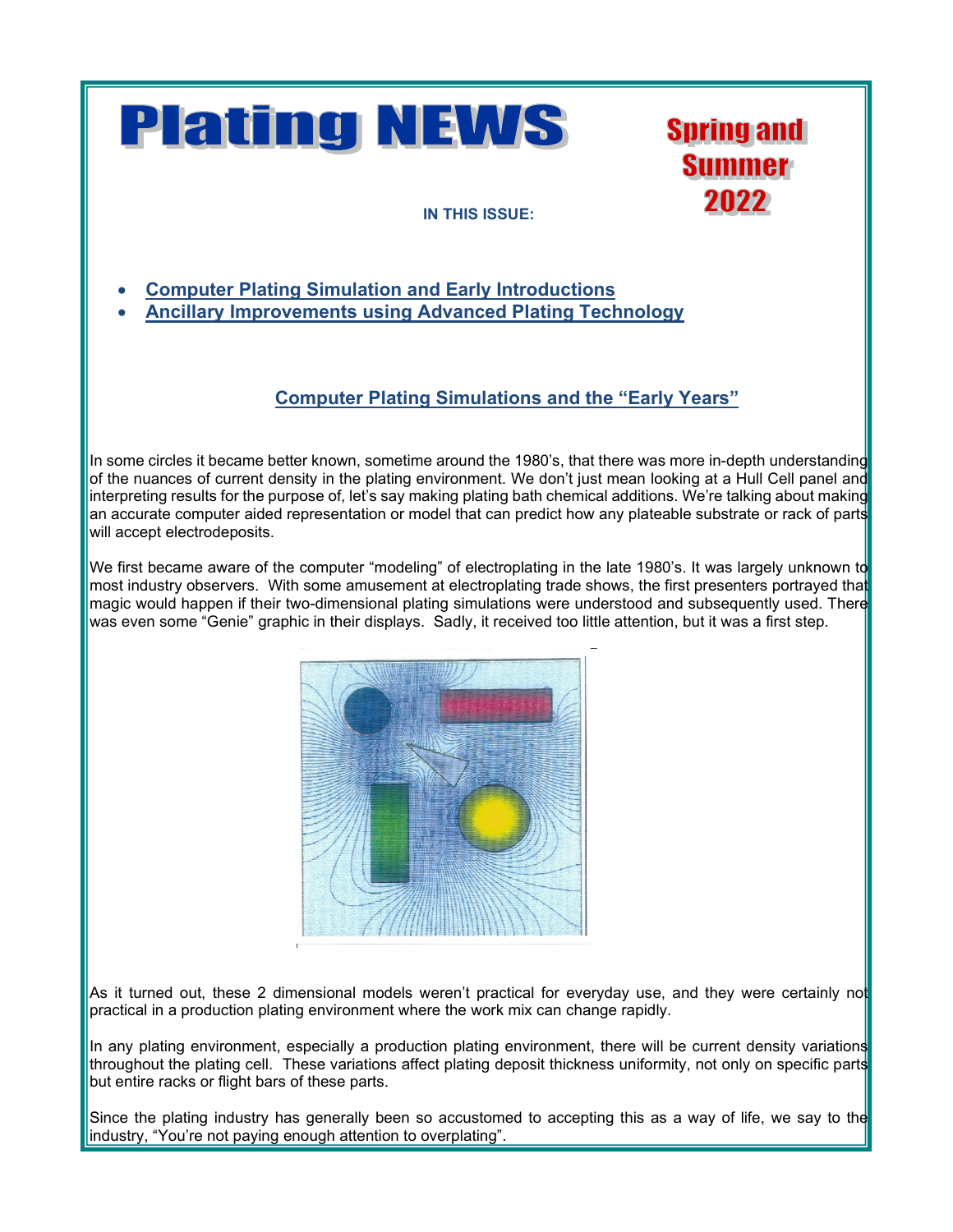# Plating NEWS

**Spring and Summer 2022**

**IN THIS ISSUE:**

- **Computer Plating Simulation and Early Introductions**
- **Ancillary Improvements using Advanced Plating Technology**

## Computer Plating Simulations and the "Early Years"

In some circles it became better known, sometime around the 1980's, that there was more in-depth understanding of the nuances of current density in the plating environment. We don't just mean looking at a Hull Cell panel and interpreting results for the purpose of, let's say making plating bath chemical additions. We're talking about making an accurate computer aided representation or model that can predict how any plateable substrate or rack of parts will accept electrodeposits.

We first became aware of the computer "modeling" of electroplating in the late 1980's. It was largely unknown to most industry observers. With some amusement at electroplating trade shows, the first presenters portrayed that magic would happen if their two-dimensional plating simulations were understood and subsequently used. There was even some "Genie" graphic in their displays. Sadly, it received too little attention, but it was a first step.

As it turned out, these 2 dimensional models weren't practical for everyday use, and they were certainly not practical in a production plating environment where the work mix can change rapidly.

In any plating environment, especially a production plating environment, there will be current density variations throughout the plating cell. These variations affect plating deposit thickness uniformity, not only on specific parts but entire racks or flight bars of these parts.

Since the plating industry has generally been so accustomed to accepting this as a way of life, we say to the industry, "You're not paying enough attention to overplating".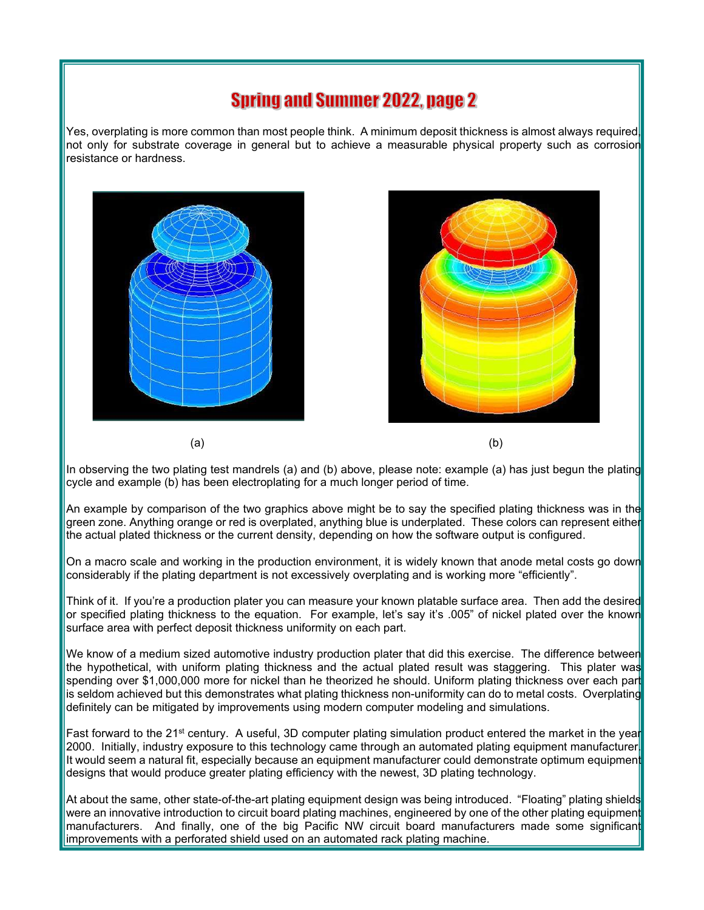# Spring and Summer 2022, page 2

Yes, overplating is more common than most people think. A minimum deposit thickness is almost always required, not only for substrate coverage in general but to achieve a measurable physical property such as corrosion resistance or hardness.

(a)

(b)

In observing the two plating test mandrels (a) and (b) above, please note: example (a) has just begun the plating cycle and example (b) has been electroplating for a much longer period of time.

An example by comparison of the two graphics above might be to say the specified plating thickness was in the green zone. Anything orange or red is overplated, anything blue is underplated. These colors can represent either the actual plated thickness or the current density, depending on how the software output is configured.

On a macro scale and working in the production environment, it is widely known that anode metal costs go down considerably if the plating department is not excessively overplating and is working more "efficiently".

Think of it. If you're a production plater you can measure your known platable surface area. Then add the desired or specified plating thickness to the equation. For example, let's say it's .005" of nickel plated over the known surface area with perfect deposit thickness uniformity on each part.

We know of a medium sized automotive industry production plater that did this exercise. The difference between the hypothetical, with uniform plating thickness and the actual plated result was staggering. This plater was spending over $1,000,000 more for nickel than he theorized he should. Uniform plating thickness over each part is seldom achieved but this demonstrates what plating thickness non-uniformity can do to metal costs. Overplating definitely can be mitigated by improvements using modern computer modeling and simulations.

Fast forward to the 21st century. A useful, 3D computer plating simulation product entered the market in the year 2000. Initially, industry exposure to this technology came through an automated plating equipment manufacturer. It would seem a natural fit, especially because an equipment manufacturer could demonstrate optimum equipment designs that would produce greater plating efficiency with the newest, 3D plating technology.

At about the same, other state-of-the-art plating equipment design was being introduced. "Floating" plating shields were an innovative introduction to circuit board plating machines, engineered by one of the other plating equipment manufacturers. And finally, one of the big Pacific NW circuit board manufacturers made some significant improvements with a perforated shield used on an automated rack plating machine.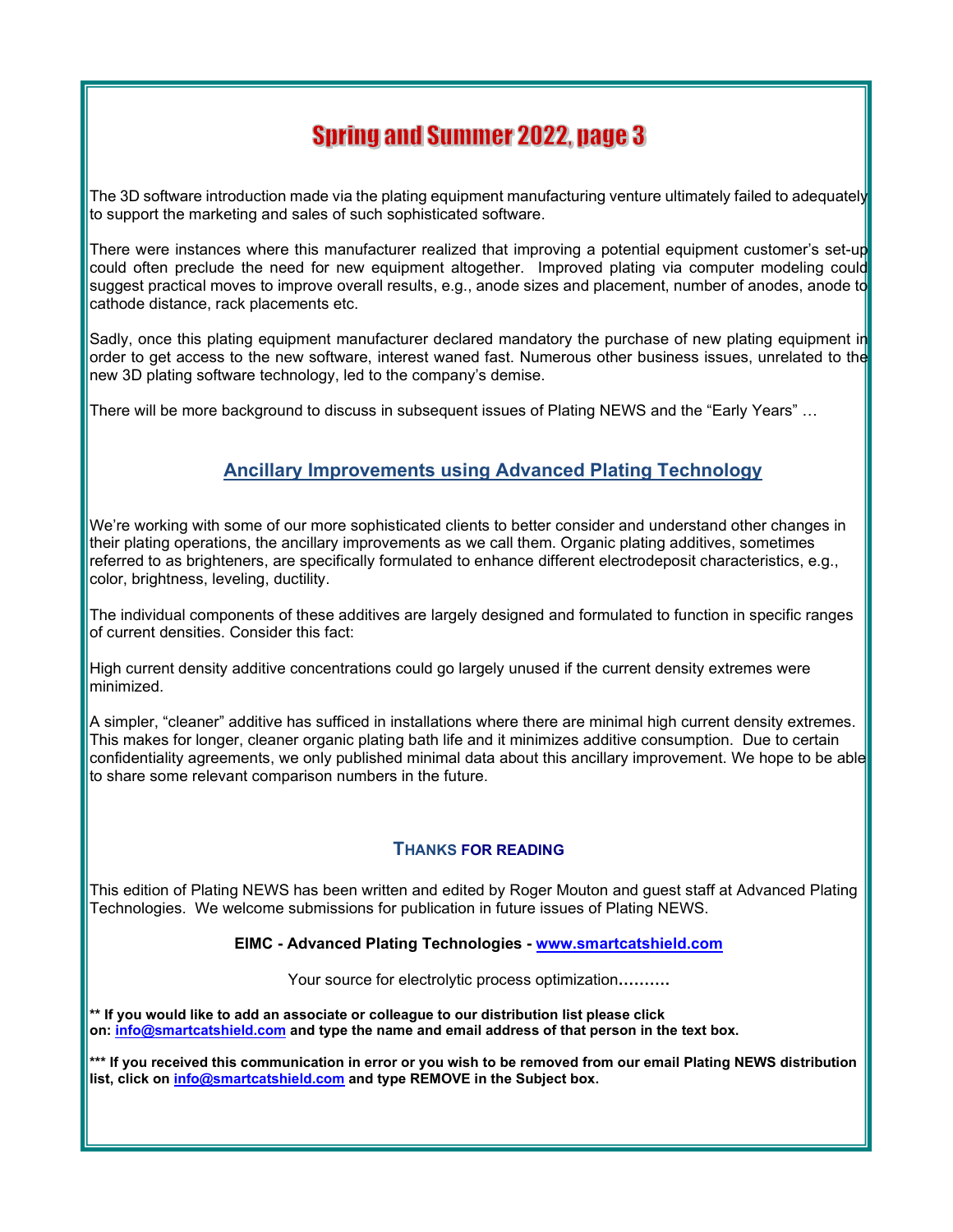# Spring and Summer 2022, page 3

The 3D software introduction made via the plating equipment manufacturing venture ultimately failed to adequately to support the marketing and sales of such sophisticated software.

There were instances where this manufacturer realized that improving a potential equipment customer's set-up could often preclude the need for new equipment altogether. Improved plating via computer modeling could suggest practical moves to improve overall results, e.g., anode sizes and placement, number of anodes, anode to cathode distance, rack placements etc.

Sadly, once this plating equipment manufacturer declared mandatory the purchase of new plating equipment in order to get access to the new software, interest waned fast. Numerous other business issues, unrelated to the new 3D plating software technology, led to the company's demise.

There will be more background to discuss in subsequent issues of Plating NEWS and the "Early Years" …

## Ancillary Improvements using Advanced Plating Technology

We're working with some of our more sophisticated clients to better consider and understand other changes in their plating operations, the ancillary improvements as we call them. Organic plating additives, sometimes referred to as brighteners, are specifically formulated to enhance different electrodeposit characteristics, e.g., color, brightness, leveling, ductility.

The individual components of these additives are largely designed and formulated to function in specific ranges of current densities. Consider this fact:

High current density additive concentrations could go largely unused if the current density extremes were minimized.

A simpler, "cleaner" additive has sufficed in installations where there are minimal high current density extremes. This makes for longer, cleaner organic plating bath life and it minimizes additive consumption. Due to certain confidentiality agreements, we only published minimal data about this ancillary improvement. We hope to be able to share some relevant comparison numbers in the future.

### Thanks for Reading

This edition of Plating NEWS has been written and edited by Roger Mouton and guest staff at Advanced Plating Technologies. We welcome submissions for publication in future issues of Plating NEWS.

**EIMC - Advanced Plating Technologies - www.smartcatshield.com**

Your source for electrolytic process optimization……….

**** If you would like to add an associate or colleague to our distribution list please click on: info@smartcatshield.com and type the name and email address of that person in the text box.**

***** If you received this communication in error or you wish to be removed from our email Plating NEWS distribution list, click on info@smartcatshield.com and type REMOVE in the Subject box.**